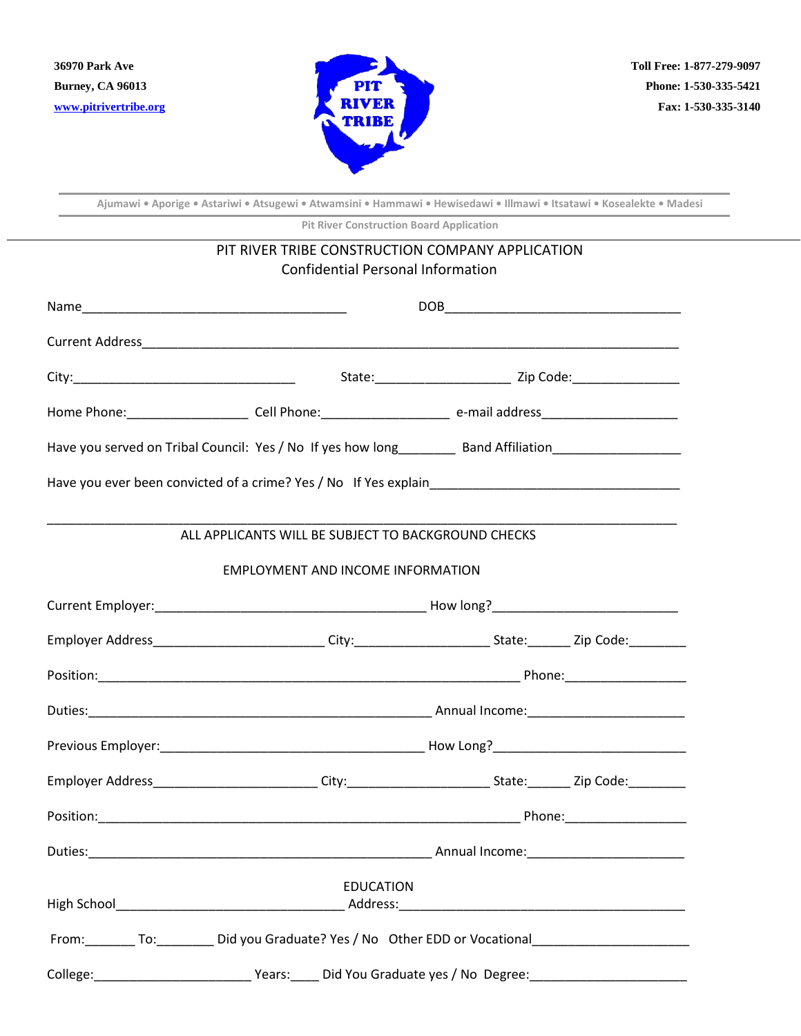36970 Park Ave
Burney, CA 96013
[www.pitrivertribe.org](http://www.pitrivertribe.org)

**PIT RIVER TRIBE**

Toll Free: 1-877-279-9097
Phone: 1-530-335-5421
Fax: 1-530-335-3140

Ajumawi • Aporige • Astariwi • Atsugewi • Atwamsini • Hammawi • Hewisedawi • Illmawi • Itsatawi • Kosealekte • Madesi

Pit River Construction Board Application

# PIT RIVER TRIBE CONSTRUCTION COMPANY APPLICATION

## Confidential Personal Information

Name_____________________________________ DOB_________________________________

Current Address________________________________________________________________________

City:_______________________________ State:___________________ Zip Code:_______________

Home Phone:_________________ Cell Phone:__________________ e-mail address___________________

Have you served on Tribal Council: Yes / No If yes how long________ Band Affiliation__________________

Have you ever been convicted of a crime? Yes / No If Yes explain___________________________________

_____________________________________________________________________________________

ALL APPLICANTS WILL BE SUBJECT TO BACKGROUND CHECKS

## EMPLOYMENT AND INCOME INFORMATION

Current Employer:______________________________________ How long?__________________________

Employer Address________________________ City:__________________ State:______ Zip Code:________

Position:_____________________________________________________________ Phone:_________________

Duties:________________________________________________ Annual Income:______________________

Previous Employer:_____________________________________ How Long?___________________________

Employer Address_______________________ City:___________________ State:______ Zip Code:________

Position:_____________________________________________________________ Phone:_________________

Duties:________________________________________________ Annual Income:______________________

## EDUCATION

High School________________________________ Address:_________________________________________

From:_______ To:________ Did you Graduate? Yes / No Other EDD or Vocational______________________

College:______________________ Years:____ Did You Graduate yes / No Degree:______________________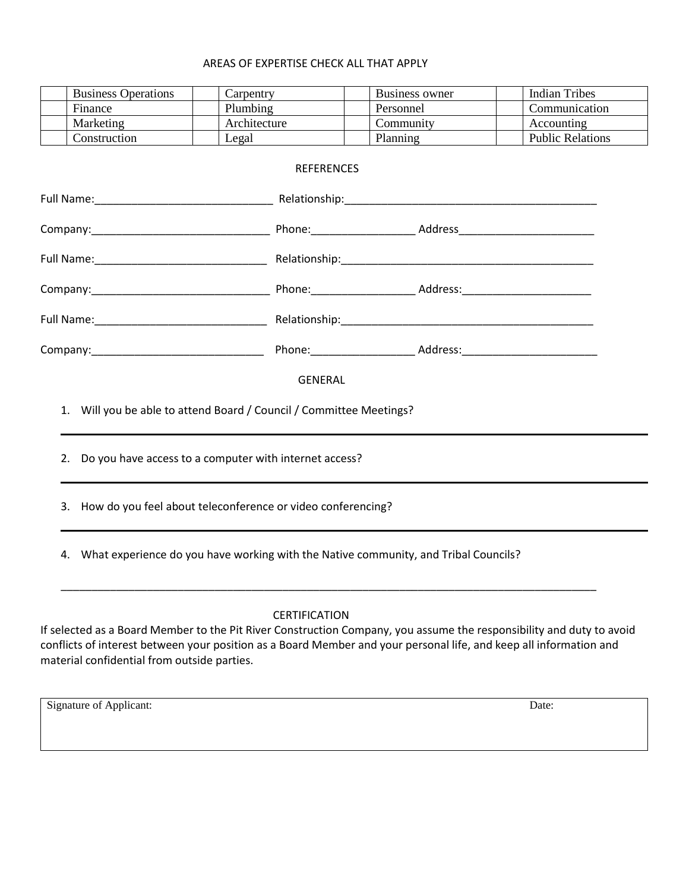AREAS OF EXPERTISE CHECK ALL THAT APPLY

| | | | | | | | |
|---|---|---|---|---|---|---|---|
| | Business Operations | | Carpentry | | Business owner | | Indian Tribes |
| | Finance | | Plumbing | | Personnel | | Communication |
| | Marketing | | Architecture | | Community | | Accounting |
| | Construction | | Legal | | Planning | | Public Relations |

REFERENCES

Full Name:_____________________________ Relationship:_________________________________________

Company:_____________________________ Phone:________________ Address______________________

Full Name:_____________________________ Relationship:_________________________________________

Company:_____________________________ Phone:________________ Address:_____________________

Full Name:_____________________________ Relationship:_________________________________________

Company:_____________________________ Phone:________________ Address:______________________

GENERAL

1. Will you be able to attend Board / Council / Committee Meetings?

2. Do you have access to a computer with internet access?

3. How do you feel about teleconference or video conferencing?

4. What experience do you have working with the Native community, and Tribal Councils?

_____________________________________________________________________________________________

CERTIFICATION

If selected as a Board Member to the Pit River Construction Company, you assume the responsibility and duty to avoid conflicts of interest between your position as a Board Member and your personal life, and keep all information and material confidential from outside parties.

| | |
|---|---|
| Signature of Applicant: | Date: |